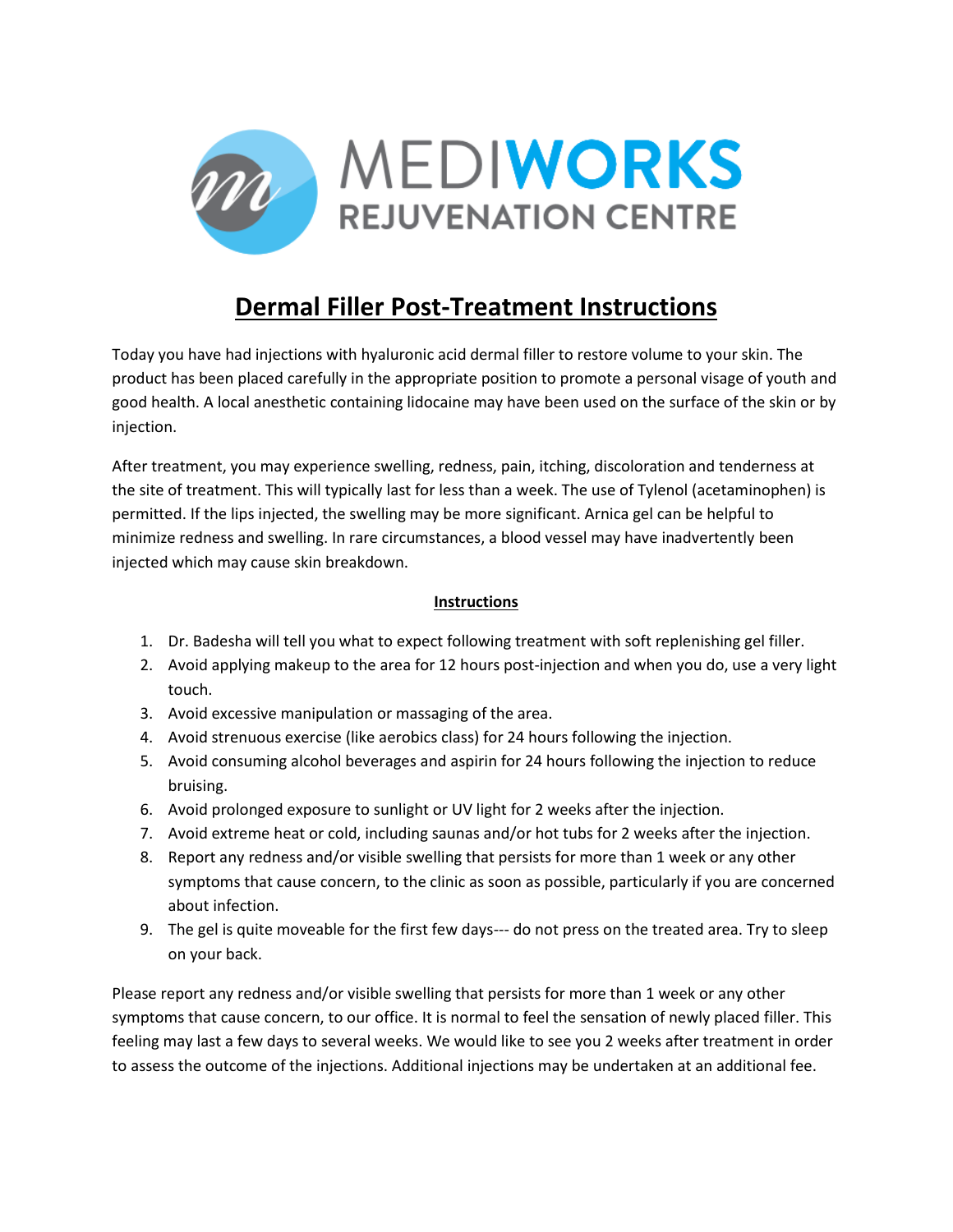# MEDIWORKS
## REJUVENATION CENTRE

# Dermal Filler Post-Treatment Instructions

Today you have had injections with hyaluronic acid dermal filler to restore volume to your skin. The product has been placed carefully in the appropriate position to promote a personal visage of youth and good health. A local anesthetic containing lidocaine may have been used on the surface of the skin or by injection.

After treatment, you may experience swelling, redness, pain, itching, discoloration and tenderness at the site of treatment. This will typically last for less than a week. The use of Tylenol (acetaminophen) is permitted. If the lips injected, the swelling may be more significant. Arnica gel can be helpful to minimize redness and swelling. In rare circumstances, a blood vessel may have inadvertently been injected which may cause skin breakdown.

## Instructions

1. Dr. Badesha will tell you what to expect following treatment with soft replenishing gel filler.
2. Avoid applying makeup to the area for 12 hours post-injection and when you do, use a very light touch.
3. Avoid excessive manipulation or massaging of the area.
4. Avoid strenuous exercise (like aerobics class) for 24 hours following the injection.
5. Avoid consuming alcohol beverages and aspirin for 24 hours following the injection to reduce bruising.
6. Avoid prolonged exposure to sunlight or UV light for 2 weeks after the injection.
7. Avoid extreme heat or cold, including saunas and/or hot tubs for 2 weeks after the injection.
8. Report any redness and/or visible swelling that persists for more than 1 week or any other symptoms that cause concern, to the clinic as soon as possible, particularly if you are concerned about infection.
9. The gel is quite moveable for the first few days--- do not press on the treated area. Try to sleep on your back.

Please report any redness and/or visible swelling that persists for more than 1 week or any other symptoms that cause concern, to our office. It is normal to feel the sensation of newly placed filler. This feeling may last a few days to several weeks. We would like to see you 2 weeks after treatment in order to assess the outcome of the injections. Additional injections may be undertaken at an additional fee.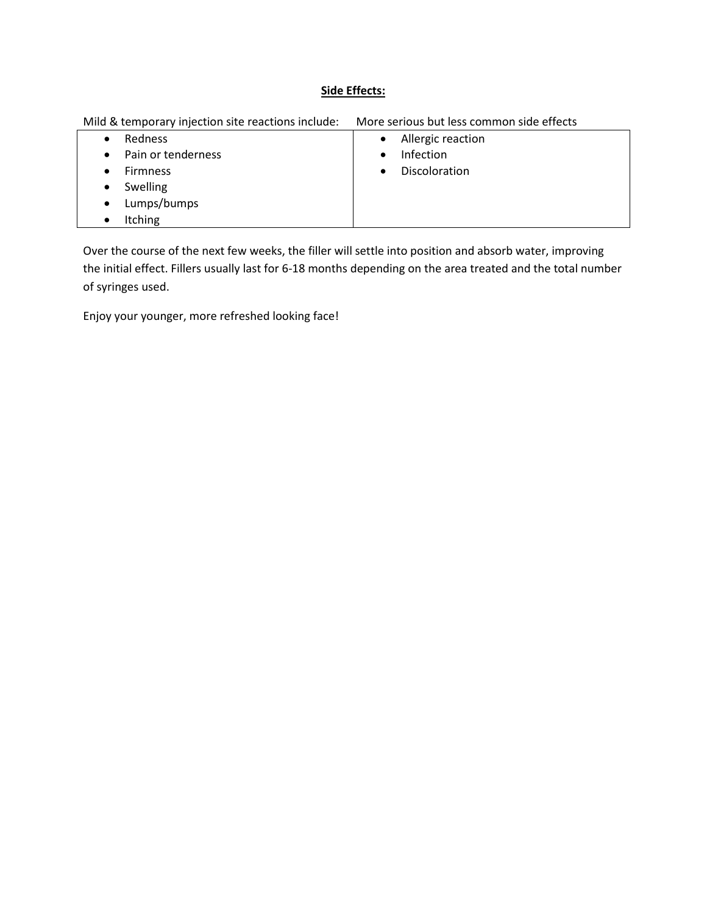**Side Effects:**

| Mild & temporary injection site reactions include: | More serious but less common side effects |
|---|---|
| • Redness<br>• Pain or tenderness<br>• Firmness<br>• Swelling<br>• Lumps/bumps<br>• Itching | • Allergic reaction<br>• Infection<br>• Discoloration |

Over the course of the next few weeks, the filler will settle into position and absorb water, improving the initial effect. Fillers usually last for 6-18 months depending on the area treated and the total number of syringes used.

Enjoy your younger, more refreshed looking face!